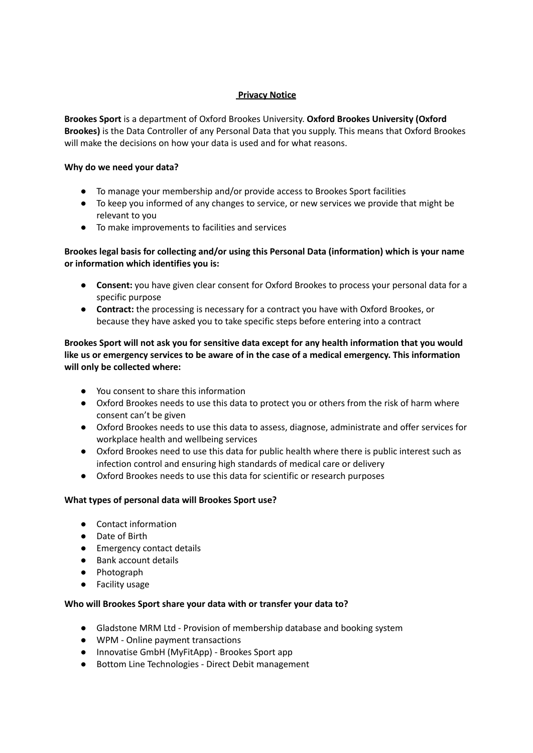# Privacy Notice

**Brookes Sport** is a department of Oxford Brookes University. **Oxford Brookes University (Oxford Brookes)** is the Data Controller of any Personal Data that you supply. This means that Oxford Brookes will make the decisions on how your data is used and for what reasons.

**Why do we need your data?**

- To manage your membership and/or provide access to Brookes Sport facilities
- To keep you informed of any changes to service, or new services we provide that might be relevant to you
- To make improvements to facilities and services

**Brookes legal basis for collecting and/or using this Personal Data (information) which is your name or information which identifies you is:**

- **Consent:** you have given clear consent for Oxford Brookes to process your personal data for a specific purpose
- **Contract:** the processing is necessary for a contract you have with Oxford Brookes, or because they have asked you to take specific steps before entering into a contract

**Brookes Sport will not ask you for sensitive data except for any health information that you would like us or emergency services to be aware of in the case of a medical emergency. This information will only be collected where:**

- You consent to share this information
- Oxford Brookes needs to use this data to protect you or others from the risk of harm where consent can't be given
- Oxford Brookes needs to use this data to assess, diagnose, administrate and offer services for workplace health and wellbeing services
- Oxford Brookes need to use this data for public health where there is public interest such as infection control and ensuring high standards of medical care or delivery
- Oxford Brookes needs to use this data for scientific or research purposes

**What types of personal data will Brookes Sport use?**

- Contact information
- Date of Birth
- Emergency contact details
- Bank account details
- Photograph
- Facility usage

**Who will Brookes Sport share your data with or transfer your data to?**

- Gladstone MRM Ltd - Provision of membership database and booking system
- WPM - Online payment transactions
- Innovatise GmbH (MyFitApp) - Brookes Sport app
- Bottom Line Technologies - Direct Debit management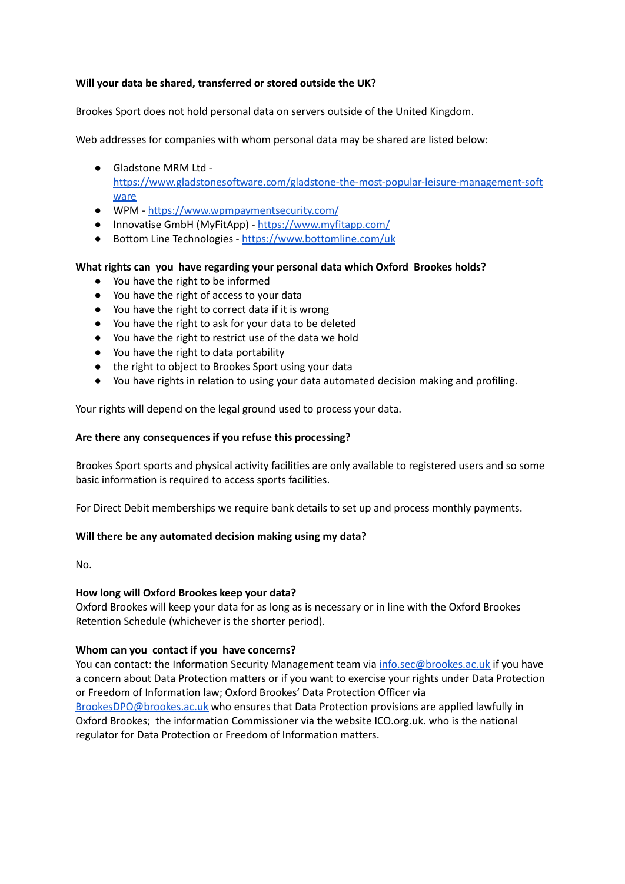**Will your data be shared, transferred or stored outside the UK?**

Brookes Sport does not hold personal data on servers outside of the United Kingdom.

Web addresses for companies with whom personal data may be shared are listed below:

- Gladstone MRM Ltd - https://www.gladstonesoftware.com/gladstone-the-most-popular-leisure-management-software
- WPM - https://www.wpmpaymentsecurity.com/
- Innovatise GmbH (MyFitApp) - https://www.myfitapp.com/
- Bottom Line Technologies - https://www.bottomline.com/uk

**What rights can you have regarding your personal data which Oxford Brookes holds?**

- You have the right to be informed
- You have the right of access to your data
- You have the right to correct data if it is wrong
- You have the right to ask for your data to be deleted
- You have the right to restrict use of the data we hold
- You have the right to data portability
- the right to object to Brookes Sport using your data
- You have rights in relation to using your data automated decision making and profiling.

Your rights will depend on the legal ground used to process your data.

**Are there any consequences if you refuse this processing?**

Brookes Sport sports and physical activity facilities are only available to registered users and so some basic information is required to access sports facilities.

For Direct Debit memberships we require bank details to set up and process monthly payments.

**Will there be any automated decision making using my data?**

No.

**How long will Oxford Brookes keep your data?**

Oxford Brookes will keep your data for as long as is necessary or in line with the Oxford Brookes Retention Schedule (whichever is the shorter period).

**Whom can you contact if you have concerns?**

You can contact: the Information Security Management team via info.sec@brookes.ac.uk if you have a concern about Data Protection matters or if you want to exercise your rights under Data Protection or Freedom of Information law; Oxford Brookes' Data Protection Officer via BrookesDPO@brookes.ac.uk who ensures that Data Protection provisions are applied lawfully in Oxford Brookes; the information Commissioner via the website ICO.org.uk. who is the national regulator for Data Protection or Freedom of Information matters.